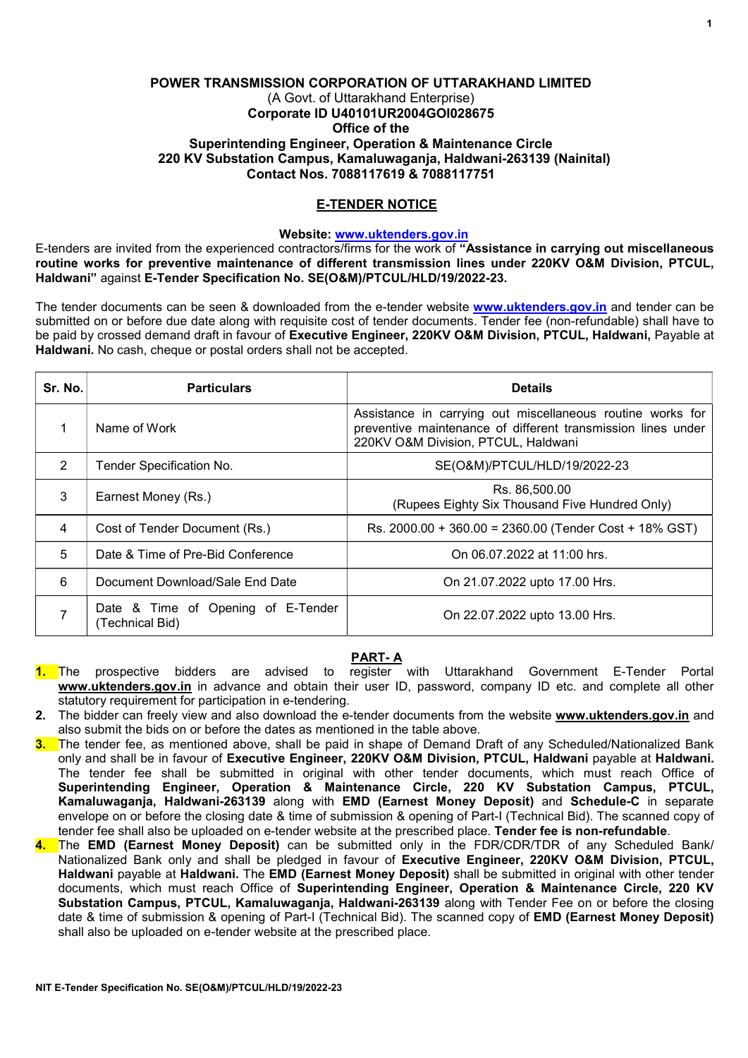# POWER TRANSMISSION CORPORATION OF UTTARAKHAND LIMITED

(A Govt. of Uttarakhand Enterprise)

**Corporate ID U40101UR2004GOI028675**

**Office of the**

**Superintending Engineer, Operation & Maintenance Circle**

**220 KV Substation Campus, Kamaluwaganja, Haldwani-263139 (Nainital)**

**Contact Nos. 7088117619 & 7088117751**

## E-TENDER NOTICE

**Website: www.uktenders.gov.in**

E-tenders are invited from the experienced contractors/firms for the work of **"Assistance in carrying out miscellaneous routine works for preventive maintenance of different transmission lines under 220KV O&M Division, PTCUL, Haldwani"** against **E-Tender Specification No. SE(O&M)/PTCUL/HLD/19/2022-23.**

The tender documents can be seen & downloaded from the e-tender website **www.uktenders.gov.in** and tender can be submitted on or before due date along with requisite cost of tender documents. Tender fee (non-refundable) shall have to be paid by crossed demand draft in favour of **Executive Engineer, 220KV O&M Division, PTCUL, Haldwani,** Payable at **Haldwani.** No cash, cheque or postal orders shall not be accepted.

| Sr. No. | Particulars | Details |
|---|---|---|
| 1 | Name of Work | Assistance in carrying out miscellaneous routine works for preventive maintenance of different transmission lines under 220KV O&M Division, PTCUL, Haldwani |
| 2 | Tender Specification No. | SE(O&M)/PTCUL/HLD/19/2022-23 |
| 3 | Earnest Money (Rs.) | Rs. 86,500.00<br>(Rupees Eighty Six Thousand Five Hundred Only) |
| 4 | Cost of Tender Document (Rs.) | Rs. 2000.00 + 360.00 = 2360.00 (Tender Cost + 18% GST) |
| 5 | Date & Time of Pre-Bid Conference | On 06.07.2022 at 11:00 hrs. |
| 6 | Document Download/Sale End Date | On 21.07.2022 upto 17.00 Hrs. |
| 7 | Date & Time of Opening of E-Tender (Technical Bid) | On 22.07.2022 upto 13.00 Hrs. |

## PART- A

1. The prospective bidders are advised to register with Uttarakhand Government E-Tender Portal **www.uktenders.gov.in** in advance and obtain their user ID, password, company ID etc. and complete all other statutory requirement for participation in e-tendering.
2. The bidder can freely view and also download the e-tender documents from the website **www.uktenders.gov.in** and also submit the bids on or before the dates as mentioned in the table above.
3. The tender fee, as mentioned above, shall be paid in shape of Demand Draft of any Scheduled/Nationalized Bank only and shall be in favour of **Executive Engineer, 220KV O&M Division, PTCUL, Haldwani** payable at **Haldwani.** The tender fee shall be submitted in original with other tender documents, which must reach Office of **Superintending Engineer, Operation & Maintenance Circle, 220 KV Substation Campus, PTCUL, Kamaluwaganja, Haldwani-263139** along with **EMD (Earnest Money Deposit)** and **Schedule-C** in separate envelope on or before the closing date & time of submission & opening of Part-I (Technical Bid). The scanned copy of tender fee shall also be uploaded on e-tender website at the prescribed place. **Tender fee is non-refundable**.
4. The **EMD (Earnest Money Deposit)** can be submitted only in the FDR/CDR/TDR of any Scheduled Bank/ Nationalized Bank only and shall be pledged in favour of **Executive Engineer, 220KV O&M Division, PTCUL, Haldwani** payable at **Haldwani.** The **EMD (Earnest Money Deposit)** shall be submitted in original with other tender documents, which must reach Office of **Superintending Engineer, Operation & Maintenance Circle, 220 KV Substation Campus, PTCUL, Kamaluwaganja, Haldwani-263139** along with Tender Fee on or before the closing date & time of submission & opening of Part-I (Technical Bid). The scanned copy of **EMD (Earnest Money Deposit)** shall also be uploaded on e-tender website at the prescribed place.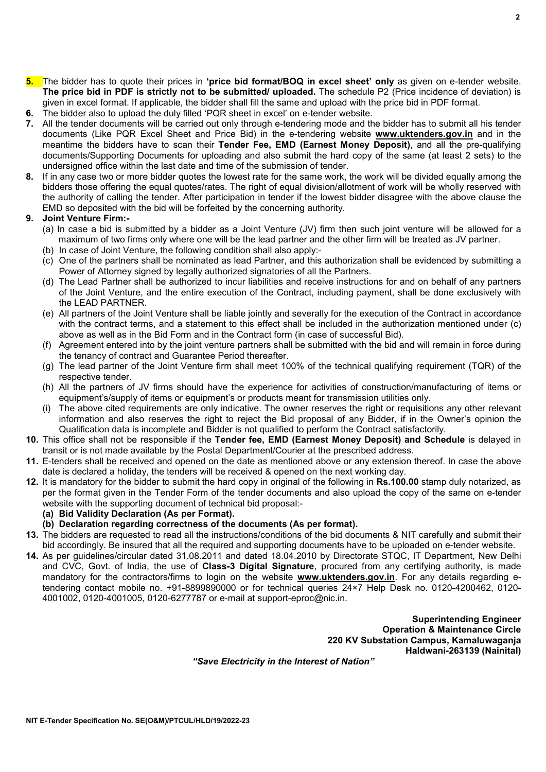**5.** The bidder has to quote their prices in **'price bid format/BOQ in excel sheet' only** as given on e-tender website. **The price bid in PDF is strictly not to be submitted/ uploaded.** The schedule P2 (Price incidence of deviation) is given in excel format. If applicable, the bidder shall fill the same and upload with the price bid in PDF format.

**6.** The bidder also to upload the duly filled 'PQR sheet in excel' on e-tender website.

**7.** All the tender documents will be carried out only through e-tendering mode and the bidder has to submit all his tender documents (Like PQR Excel Sheet and Price Bid) in the e-tendering website **www.uktenders.gov.in** and in the meantime the bidders have to scan their **Tender Fee, EMD (Earnest Money Deposit)**, and all the pre-qualifying documents/Supporting Documents for uploading and also submit the hard copy of the same (at least 2 sets) to the undersigned office within the last date and time of the submission of tender.

**8.** If in any case two or more bidder quotes the lowest rate for the same work, the work will be divided equally among the bidders those offering the equal quotes/rates. The right of equal division/allotment of work will be wholly reserved with the authority of calling the tender. After participation in tender if the lowest bidder disagree with the above clause the EMD so deposited with the bid will be forfeited by the concerning authority.

**9. Joint Venture Firm:-**

(a) In case a bid is submitted by a bidder as a Joint Venture (JV) firm then such joint venture will be allowed for a maximum of two firms only where one will be the lead partner and the other firm will be treated as JV partner.

(b) In case of Joint Venture, the following condition shall also apply:-

(c) One of the partners shall be nominated as lead Partner, and this authorization shall be evidenced by submitting a Power of Attorney signed by legally authorized signatories of all the Partners.

(d) The Lead Partner shall be authorized to incur liabilities and receive instructions for and on behalf of any partners of the Joint Venture, and the entire execution of the Contract, including payment, shall be done exclusively with the LEAD PARTNER.

(e) All partners of the Joint Venture shall be liable jointly and severally for the execution of the Contract in accordance with the contract terms, and a statement to this effect shall be included in the authorization mentioned under (c) above as well as in the Bid Form and in the Contract form (in case of successful Bid).

(f) Agreement entered into by the joint venture partners shall be submitted with the bid and will remain in force during the tenancy of contract and Guarantee Period thereafter.

(g) The lead partner of the Joint Venture firm shall meet 100% of the technical qualifying requirement (TQR) of the respective tender.

(h) All the partners of JV firms should have the experience for activities of construction/manufacturing of items or equipment's/supply of items or equipment's or products meant for transmission utilities only.

(i) The above cited requirements are only indicative. The owner reserves the right or requisitions any other relevant information and also reserves the right to reject the Bid proposal of any Bidder, if in the Owner's opinion the Qualification data is incomplete and Bidder is not qualified to perform the Contract satisfactorily.

**10.** This office shall not be responsible if the **Tender fee, EMD (Earnest Money Deposit) and Schedule** is delayed in transit or is not made available by the Postal Department/Courier at the prescribed address.

**11.** E-tenders shall be received and opened on the date as mentioned above or any extension thereof. In case the above date is declared a holiday, the tenders will be received & opened on the next working day.

**12.** It is mandatory for the bidder to submit the hard copy in original of the following in **Rs.100.00** stamp duly notarized, as per the format given in the Tender Form of the tender documents and also upload the copy of the same on e-tender website with the supporting document of technical bid proposal:-

**(a) Bid Validity Declaration (As per Format).**

**(b) Declaration regarding correctness of the documents (As per format).**

**13.** The bidders are requested to read all the instructions/conditions of the bid documents & NIT carefully and submit their bid accordingly. Be insured that all the required and supporting documents have to be uploaded on e-tender website.

**14.** As per guidelines/circular dated 31.08.2011 and dated 18.04.2010 by Directorate STQC, IT Department, New Delhi and CVC, Govt. of India, the use of **Class-3 Digital Signature**, procured from any certifying authority, is made mandatory for the contractors/firms to login on the website **www.uktenders.gov.in**. For any details regarding e-tendering contact mobile no. +91-8899890000 or for technical queries 24×7 Help Desk no. 0120-4200462, 0120-4001002, 0120-4001005, 0120-6277787 or e-mail at support-eproc@nic.in.

**Superintending Engineer**
**Operation & Maintenance Circle**
**220 KV Substation Campus, Kamaluwaganja**
**Haldwani-263139 (Nainital)**

***"Save Electricity in the Interest of Nation"***

**NIT E-Tender Specification No. SE(O&M)/PTCUL/HLD/19/2022-23**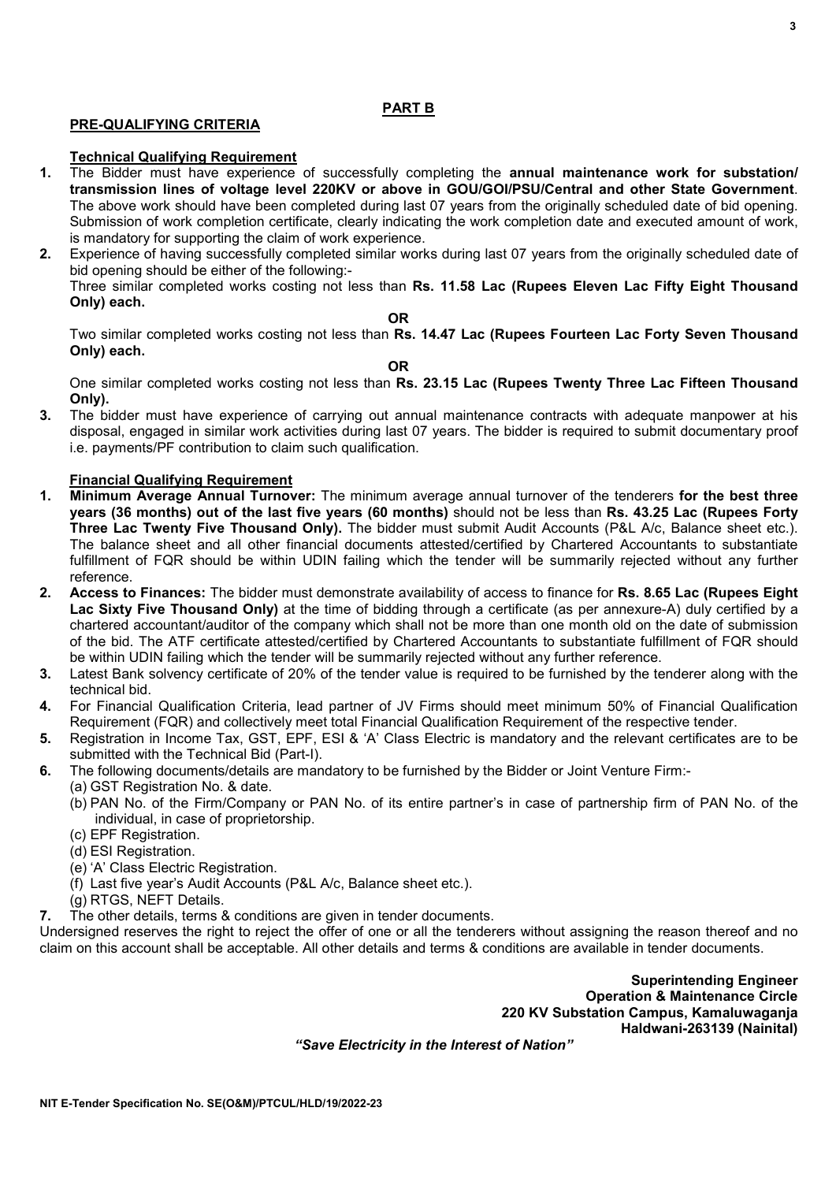## PART B

### PRE-QUALIFYING CRITERIA

#### Technical Qualifying Requirement

1. The Bidder must have experience of successfully completing the **annual maintenance work for substation/ transmission lines of voltage level 220KV or above in GOU/GOI/PSU/Central and other State Government**. The above work should have been completed during last 07 years from the originally scheduled date of bid opening. Submission of work completion certificate, clearly indicating the work completion date and executed amount of work, is mandatory for supporting the claim of work experience.
2. Experience of having successfully completed similar works during last 07 years from the originally scheduled date of bid opening should be either of the following:-

   Three similar completed works costing not less than **Rs. 11.58 Lac (Rupees Eleven Lac Fifty Eight Thousand Only) each.**

   **OR**

   Two similar completed works costing not less than **Rs. 14.47 Lac (Rupees Fourteen Lac Forty Seven Thousand Only) each.**

   **OR**

   One similar completed works costing not less than **Rs. 23.15 Lac (Rupees Twenty Three Lac Fifteen Thousand Only).**
3. The bidder must have experience of carrying out annual maintenance contracts with adequate manpower at his disposal, engaged in similar work activities during last 07 years. The bidder is required to submit documentary proof i.e. payments/PF contribution to claim such qualification.

#### Financial Qualifying Requirement

1. **Minimum Average Annual Turnover:** The minimum average annual turnover of the tenderers **for the best three years (36 months) out of the last five years (60 months)** should not be less than **Rs. 43.25 Lac (Rupees Forty Three Lac Twenty Five Thousand Only).** The bidder must submit Audit Accounts (P&L A/c, Balance sheet etc.). The balance sheet and all other financial documents attested/certified by Chartered Accountants to substantiate fulfillment of FQR should be within UDIN failing which the tender will be summarily rejected without any further reference.
2. **Access to Finances:** The bidder must demonstrate availability of access to finance for **Rs. 8.65 Lac (Rupees Eight Lac Sixty Five Thousand Only)** at the time of bidding through a certificate (as per annexure-A) duly certified by a chartered accountant/auditor of the company which shall not be more than one month old on the date of submission of the bid. The ATF certificate attested/certified by Chartered Accountants to substantiate fulfillment of FQR should be within UDIN failing which the tender will be summarily rejected without any further reference.
3. Latest Bank solvency certificate of 20% of the tender value is required to be furnished by the tenderer along with the technical bid.
4. For Financial Qualification Criteria, lead partner of JV Firms should meet minimum 50% of Financial Qualification Requirement (FQR) and collectively meet total Financial Qualification Requirement of the respective tender.
5. Registration in Income Tax, GST, EPF, ESI & 'A' Class Electric is mandatory and the relevant certificates are to be submitted with the Technical Bid (Part-I).
6. The following documents/details are mandatory to be furnished by the Bidder or Joint Venture Firm:-
   (a) GST Registration No. & date.
   (b) PAN No. of the Firm/Company or PAN No. of its entire partner's in case of partnership firm of PAN No. of the individual, in case of proprietorship.
   (c) EPF Registration.
   (d) ESI Registration.
   (e) 'A' Class Electric Registration.
   (f) Last five year's Audit Accounts (P&L A/c, Balance sheet etc.).
   (g) RTGS, NEFT Details.
7. The other details, terms & conditions are given in tender documents.

Undersigned reserves the right to reject the offer of one or all the tenderers without assigning the reason thereof and no claim on this account shall be acceptable. All other details and terms & conditions are available in tender documents.

**Superintending Engineer**
**Operation & Maintenance Circle**
**220 KV Substation Campus, Kamaluwaganja**
**Haldwani-263139 (Nainital)**

***"Save Electricity in the Interest of Nation"***

NIT E-Tender Specification No. SE(O&M)/PTCUL/HLD/19/2022-23